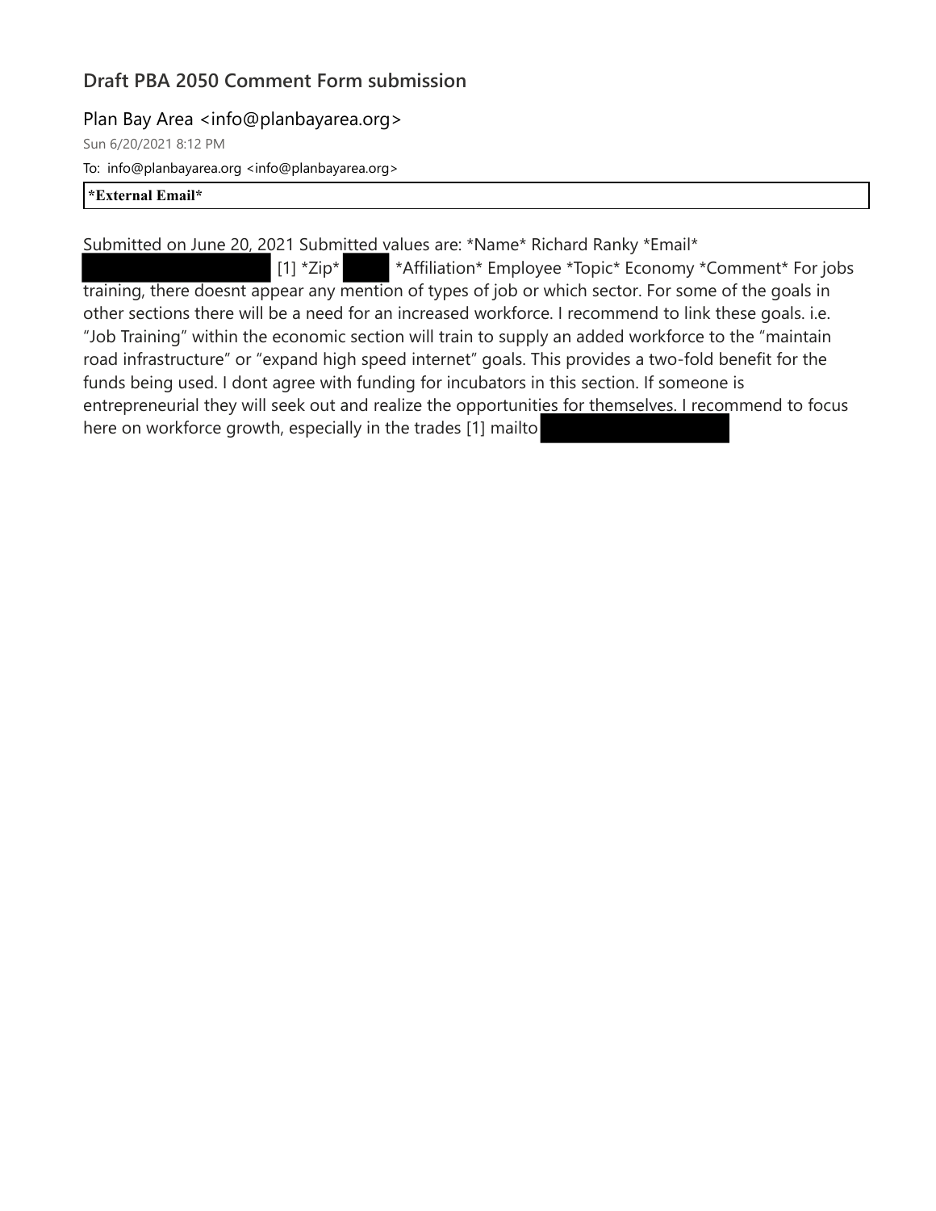## Draft PBA 2050 Comment Form submission

Plan Bay Area <info@planbayarea.org>

Sun 6/20/2021 8:12 PM

To: info@planbayarea.org <info@planbayarea.org>

**\*External Email\***

Submitted on June 20, 2021 Submitted values are: *Name* Richard Ranky *Email* [1] *Zip* *Affiliation* Employee *Topic* Economy *Comment* For jobs training, there doesnt appear any mention of types of job or which sector. For some of the goals in other sections there will be a need for an increased workforce. I recommend to link these goals. i.e. "Job Training" within the economic section will train to supply an added workforce to the "maintain road infrastructure" or "expand high speed internet" goals. This provides a two-fold benefit for the funds being used. I dont agree with funding for incubators in this section. If someone is entrepreneurial they will seek out and realize the opportunities for themselves. I recommend to focus here on workforce growth, especially in the trades [1] mailto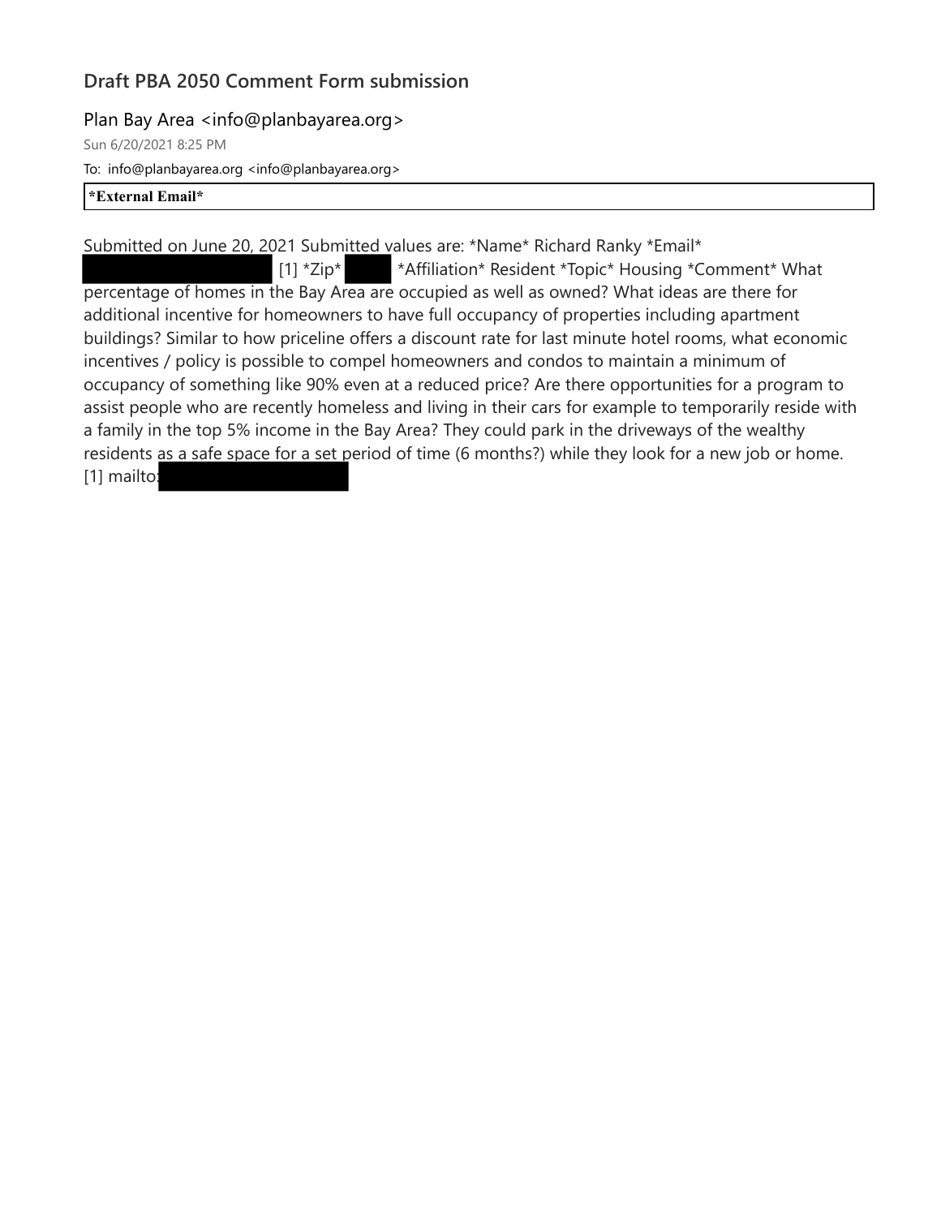## Draft PBA 2050 Comment Form submission

Plan Bay Area <info@planbayarea.org>

Sun 6/20/2021 8:25 PM

To: info@planbayarea.org <info@planbayarea.org>

**\*External Email\***

Submitted on June 20, 2021 Submitted values are: *Name* Richard Ranky *Email* [1] *Zip* *Affiliation* Resident *Topic* Housing *Comment* What percentage of homes in the Bay Area are occupied as well as owned? What ideas are there for additional incentive for homeowners to have full occupancy of properties including apartment buildings? Similar to how priceline offers a discount rate for last minute hotel rooms, what economic incentives / policy is possible to compel homeowners and condos to maintain a minimum of occupancy of something like 90% even at a reduced price? Are there opportunities for a program to assist people who are recently homeless and living in their cars for example to temporarily reside with a family in the top 5% income in the Bay Area? They could park in the driveways of the wealthy residents as a safe space for a set period of time (6 months?) while they look for a new job or home.

[1] mailto: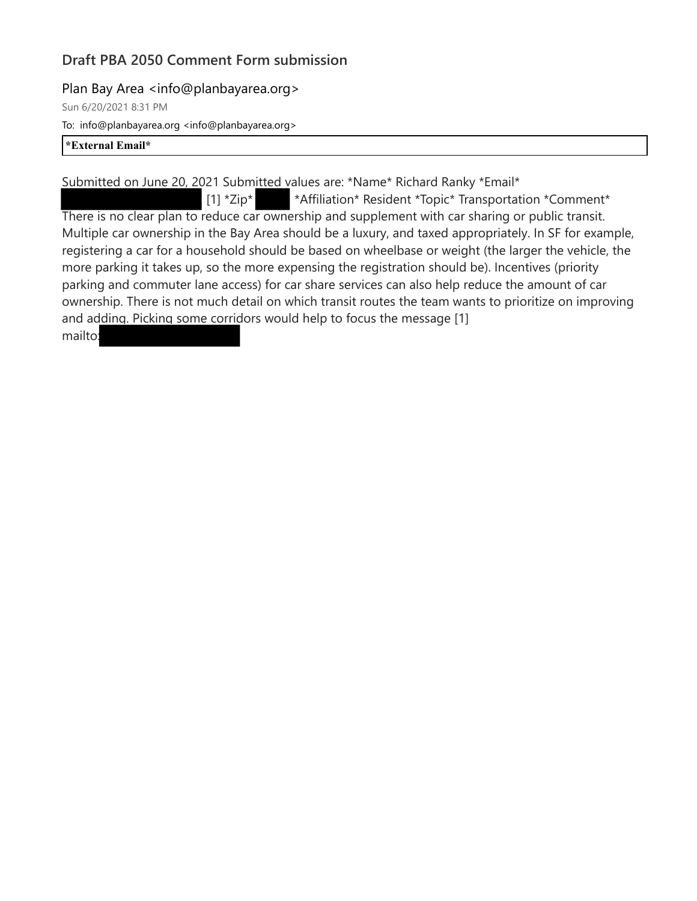## Draft PBA 2050 Comment Form submission

Plan Bay Area <info@planbayarea.org>

Sun 6/20/2021 8:31 PM

To: info@planbayarea.org <info@planbayarea.org>

**\*External Email\***

Submitted on June 20, 2021 Submitted values are: *Name* Richard Ranky *Email* [REDACTED] [1] *Zip* [REDACTED] *Affiliation* Resident *Topic* Transportation *Comment* There is no clear plan to reduce car ownership and supplement with car sharing or public transit. Multiple car ownership in the Bay Area should be a luxury, and taxed appropriately. In SF for example, registering a car for a household should be based on wheelbase or weight (the larger the vehicle, the more parking it takes up, so the more expensing the registration should be). Incentives (priority parking and commuter lane access) for car share services can also help reduce the amount of car ownership. There is not much detail on which transit routes the team wants to prioritize on improving and adding. Picking some corridors would help to focus the message [1] mailto:[REDACTED]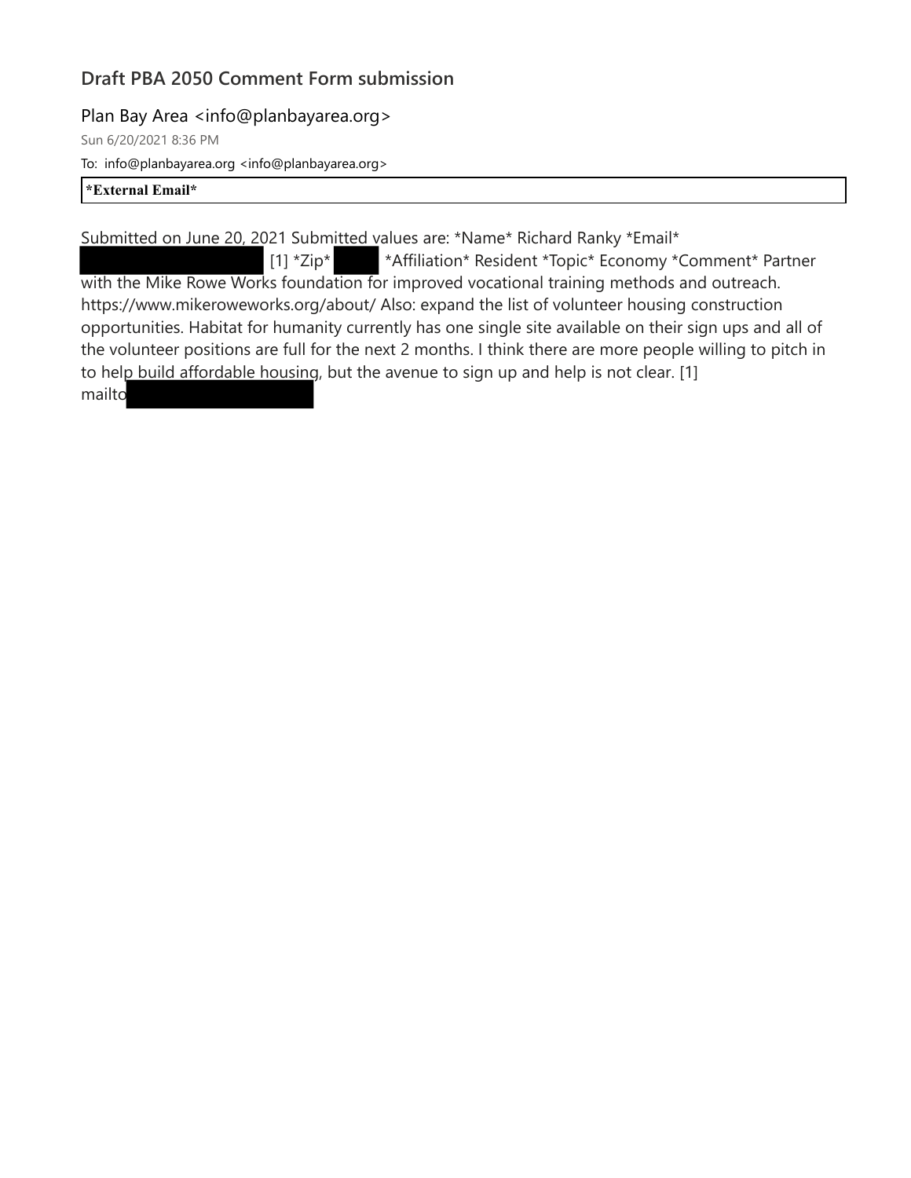## Draft PBA 2050 Comment Form submission

Plan Bay Area <info@planbayarea.org>

Sun 6/20/2021 8:36 PM

To: info@planbayarea.org <info@planbayarea.org>

**\*External Email\***

Submitted on June 20, 2021 Submitted values are: *Name* Richard Ranky *Email* [1] *Zip* *Affiliation* Resident *Topic* Economy *Comment* Partner with the Mike Rowe Works foundation for improved vocational training methods and outreach. https://www.mikeroweworks.org/about/ Also: expand the list of volunteer housing construction opportunities. Habitat for humanity currently has one single site available on their sign ups and all of the volunteer positions are full for the next 2 months. I think there are more people willing to pitch in to help build affordable housing, but the avenue to sign up and help is not clear. [1] mailto